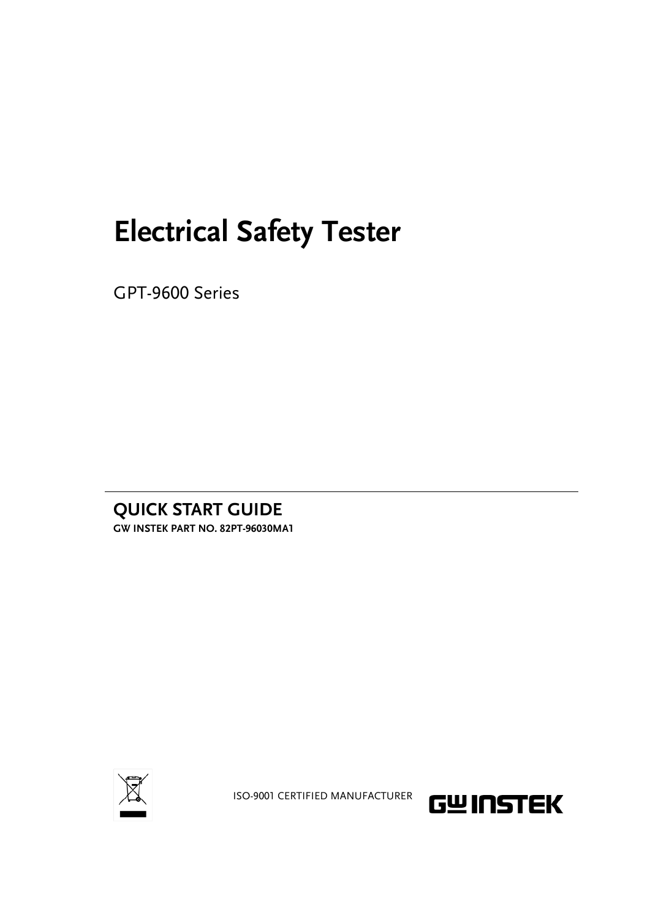# Electrical Safety Tester

GPT-9600 Series

## QUICK START GUIDE

**GW INSTEK PART NO. 82PT-96030MA1**

ISO-9001 CERTIFIED MANUFACTURER

GW INSTEK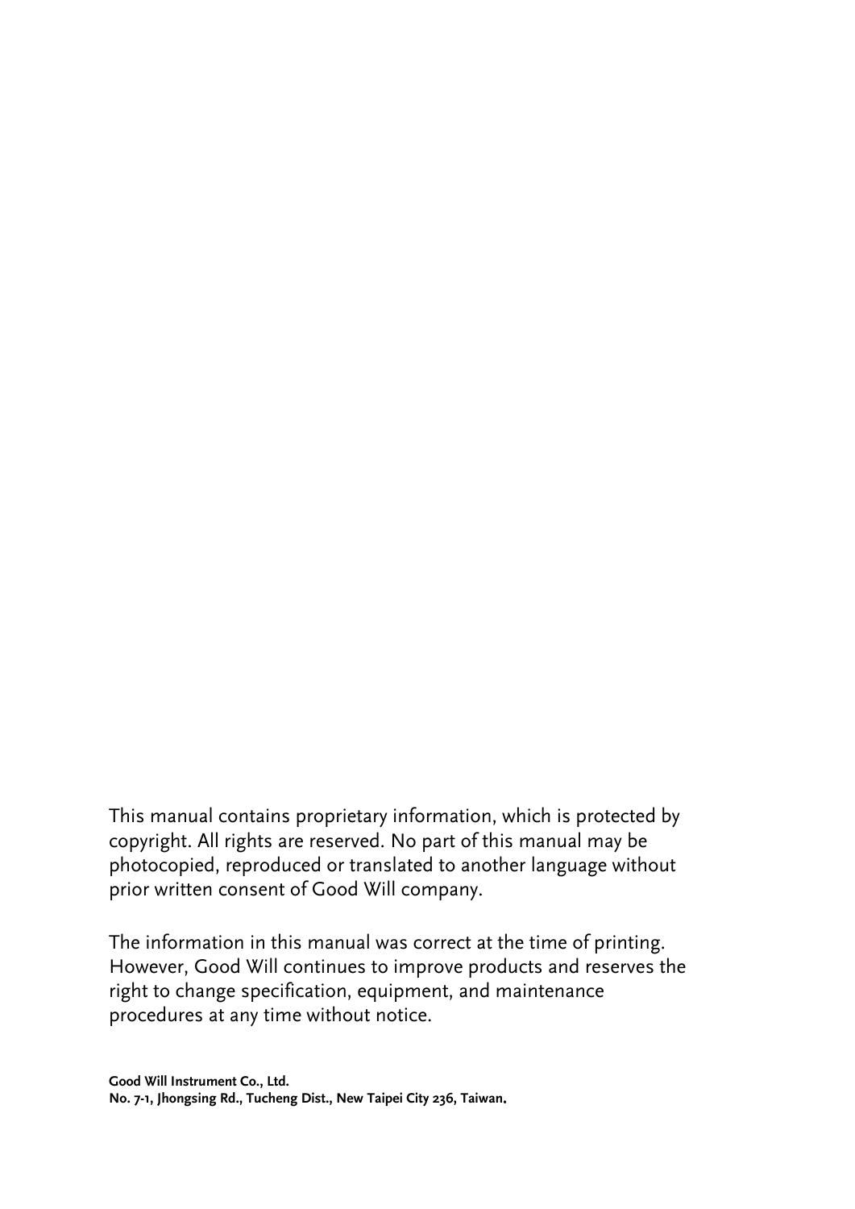This manual contains proprietary information, which is protected by copyright. All rights are reserved. No part of this manual may be photocopied, reproduced or translated to another language without prior written consent of Good Will company.

The information in this manual was correct at the time of printing. However, Good Will continues to improve products and reserves the right to change specification, equipment, and maintenance procedures at any time without notice.

**Good Will Instrument Co., Ltd.**
**No. 7-1, Jhongsing Rd., Tucheng Dist., New Taipei City 236, Taiwan.**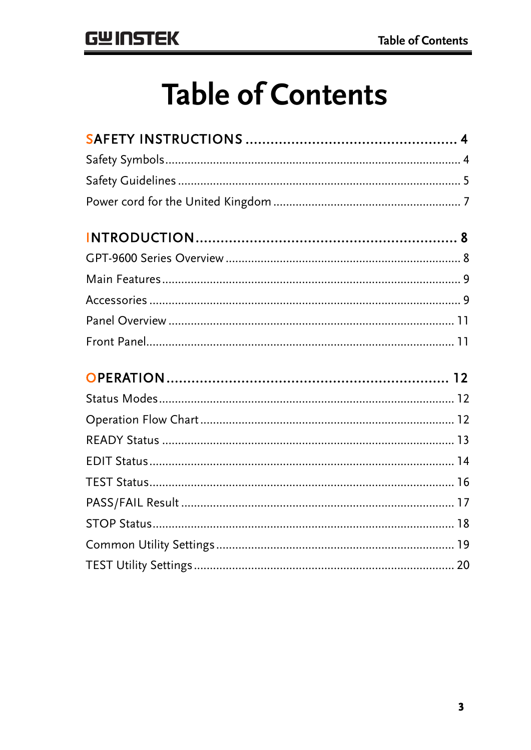# Table of Contents

| | |
|---|---|
| **SAFETY INSTRUCTIONS** | **4** |
| Safety Symbols | 4 |
| Safety Guidelines | 5 |
| Power cord for the United Kingdom | 7 |
| **INTRODUCTION** | **8** |
| GPT-9600 Series Overview | 8 |
| Main Features | 9 |
| Accessories | 9 |
| Panel Overview | 11 |
| Front Panel | 11 |
| **OPERATION** | **12** |
| Status Modes | 12 |
| Operation Flow Chart | 12 |
| READY Status | 13 |
| EDIT Status | 14 |
| TEST Status | 16 |
| PASS/FAIL Result | 17 |
| STOP Status | 18 |
| Common Utility Settings | 19 |
| TEST Utility Settings | 20 |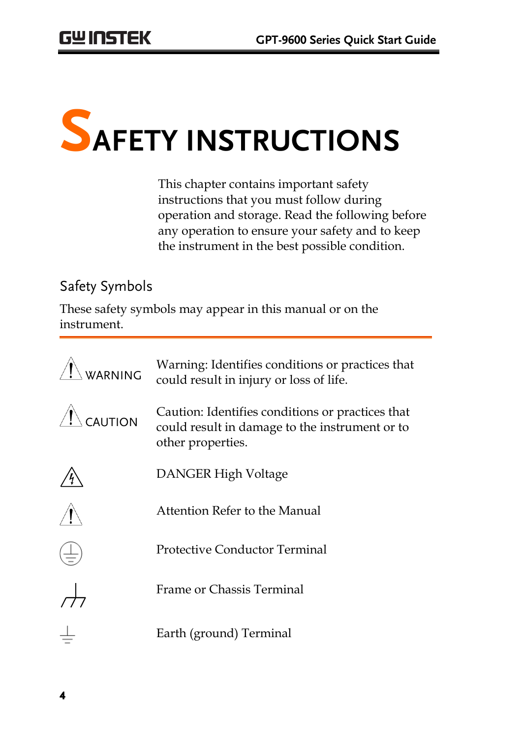# SAFETY INSTRUCTIONS

This chapter contains important safety instructions that you must follow during operation and storage. Read the following before any operation to ensure your safety and to keep the instrument in the best possible condition.

## Safety Symbols

These safety symbols may appear in this manual or on the instrument.

| | |
|---|---|
| WARNING | Warning: Identifies conditions or practices that could result in injury or loss of life. |
| CAUTION | Caution: Identifies conditions or practices that could result in damage to the instrument or to other properties. |
| | DANGER High Voltage |
| | Attention Refer to the Manual |
| | Protective Conductor Terminal |
| | Frame or Chassis Terminal |
| | Earth (ground) Terminal |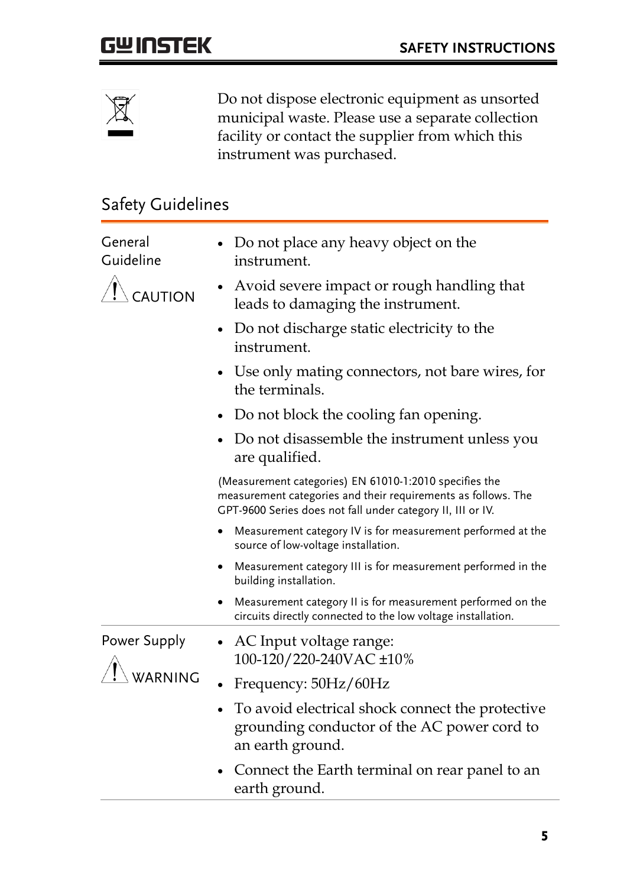Do not dispose electronic equipment as unsorted municipal waste. Please use a separate collection facility or contact the supplier from which this instrument was purchased.

## Safety Guidelines

**General Guideline**

CAUTION

- Do not place any heavy object on the instrument.
- Avoid severe impact or rough handling that leads to damaging the instrument.
- Do not discharge static electricity to the instrument.
- Use only mating connectors, not bare wires, for the terminals.
- Do not block the cooling fan opening.
- Do not disassemble the instrument unless you are qualified.

(Measurement categories) EN 61010-1:2010 specifies the measurement categories and their requirements as follows. The GPT-9600 Series does not fall under category II, III or IV.

- Measurement category IV is for measurement performed at the source of low-voltage installation.
- Measurement category III is for measurement performed in the building installation.
- Measurement category II is for measurement performed on the circuits directly connected to the low voltage installation.

**Power Supply**

WARNING

- AC Input voltage range: 100-120/220-240VAC ±10%
- Frequency: 50Hz/60Hz
- To avoid electrical shock connect the protective grounding conductor of the AC power cord to an earth ground.
- Connect the Earth terminal on rear panel to an earth ground.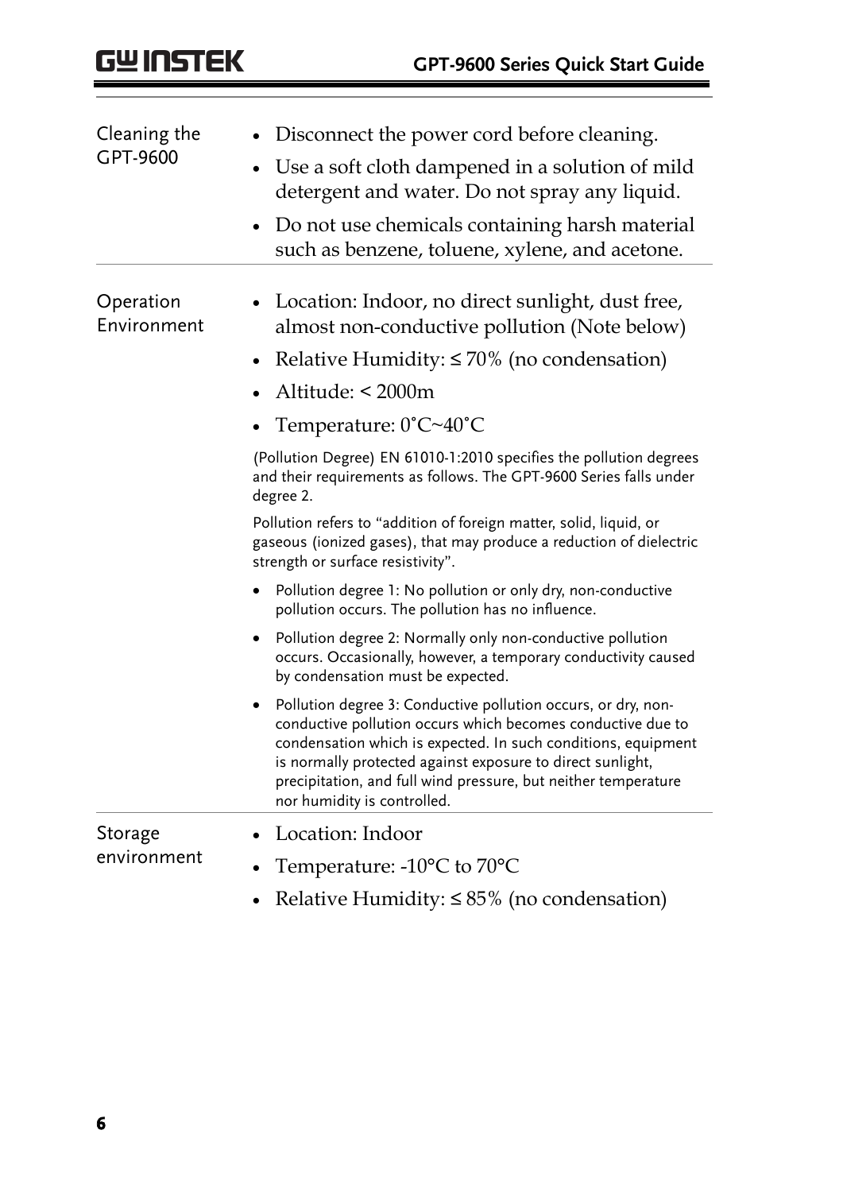| | |
|---|---|
| Cleaning the GPT-9600 | • Disconnect the power cord before cleaning.<br>• Use a soft cloth dampened in a solution of mild detergent and water. Do not spray any liquid.<br>• Do not use chemicals containing harsh material such as benzene, toluene, xylene, and acetone. |
| Operation Environment | • Location: Indoor, no direct sunlight, dust free, almost non-conductive pollution (Note below)<br>• Relative Humidity: ≤ 70% (no condensation)<br>• Altitude: < 2000m<br>• Temperature: 0˚C~40˚C<br><br>(Pollution Degree) EN 61010-1:2010 specifies the pollution degrees and their requirements as follows. The GPT-9600 Series falls under degree 2.<br><br>Pollution refers to "addition of foreign matter, solid, liquid, or gaseous (ionized gases), that may produce a reduction of dielectric strength or surface resistivity".<br><br>• Pollution degree 1: No pollution or only dry, non-conductive pollution occurs. The pollution has no influence.<br>• Pollution degree 2: Normally only non-conductive pollution occurs. Occasionally, however, a temporary conductivity caused by condensation must be expected.<br>• Pollution degree 3: Conductive pollution occurs, or dry, non-conductive pollution occurs which becomes conductive due to condensation which is expected. In such conditions, equipment is normally protected against exposure to direct sunlight, precipitation, and full wind pressure, but neither temperature nor humidity is controlled. |
| Storage environment | • Location: Indoor<br>• Temperature: -10°C to 70°C<br>• Relative Humidity: ≤ 85% (no condensation) |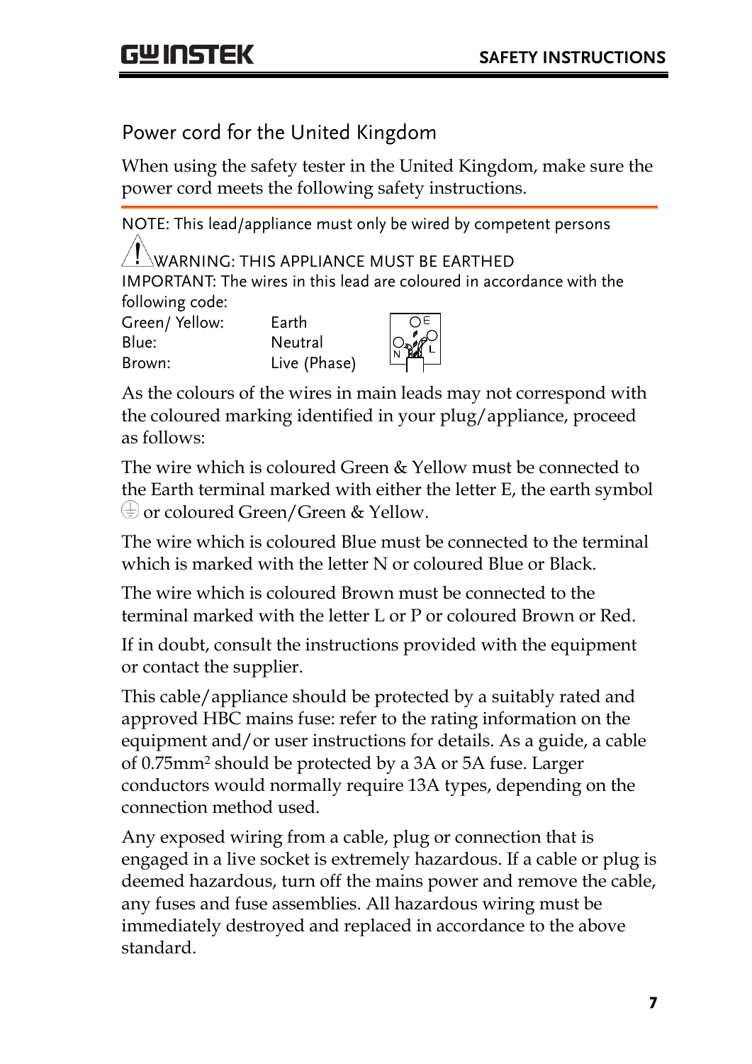## Power cord for the United Kingdom

When using the safety tester in the United Kingdom, make sure the power cord meets the following safety instructions.

NOTE: This lead/appliance must only be wired by competent persons

⚠ WARNING: THIS APPLIANCE MUST BE EARTHED

IMPORTANT: The wires in this lead are coloured in accordance with the following code:

| | |
|---|---|
| Green/ Yellow: | Earth |
| Blue: | Neutral |
| Brown: | Live (Phase) |

As the colours of the wires in main leads may not correspond with the coloured marking identified in your plug/appliance, proceed as follows:

The wire which is coloured Green & Yellow must be connected to the Earth terminal marked with either the letter E, the earth symbol ⏚ or coloured Green/Green & Yellow.

The wire which is coloured Blue must be connected to the terminal which is marked with the letter N or coloured Blue or Black.

The wire which is coloured Brown must be connected to the terminal marked with the letter L or P or coloured Brown or Red.

If in doubt, consult the instructions provided with the equipment or contact the supplier.

This cable/appliance should be protected by a suitably rated and approved HBC mains fuse: refer to the rating information on the equipment and/or user instructions for details. As a guide, a cable of $0.75mm^2$ should be protected by a 3A or 5A fuse. Larger conductors would normally require 13A types, depending on the connection method used.

Any exposed wiring from a cable, plug or connection that is engaged in a live socket is extremely hazardous. If a cable or plug is deemed hazardous, turn off the mains power and remove the cable, any fuses and fuse assemblies. All hazardous wiring must be immediately destroyed and replaced in accordance to the above standard.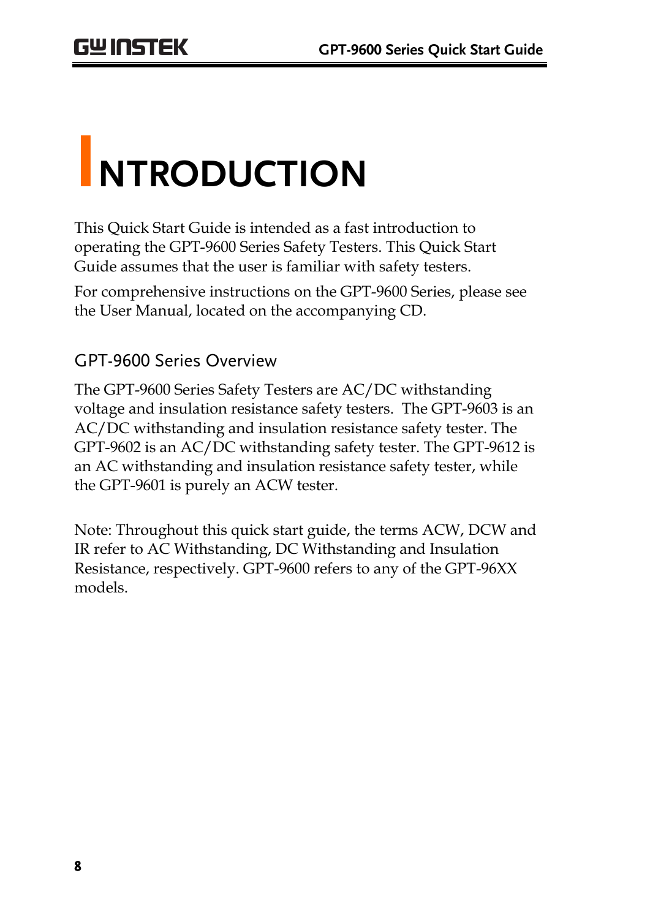# INTRODUCTION

This Quick Start Guide is intended as a fast introduction to operating the GPT-9600 Series Safety Testers. This Quick Start Guide assumes that the user is familiar with safety testers.

For comprehensive instructions on the GPT-9600 Series, please see the User Manual, located on the accompanying CD.

## GPT-9600 Series Overview

The GPT-9600 Series Safety Testers are AC/DC withstanding voltage and insulation resistance safety testers. The GPT-9603 is an AC/DC withstanding and insulation resistance safety tester. The GPT-9602 is an AC/DC withstanding safety tester. The GPT-9612 is an AC withstanding and insulation resistance safety tester, while the GPT-9601 is purely an ACW tester.

Note: Throughout this quick start guide, the terms ACW, DCW and IR refer to AC Withstanding, DC Withstanding and Insulation Resistance, respectively. GPT-9600 refers to any of the GPT-96XX models.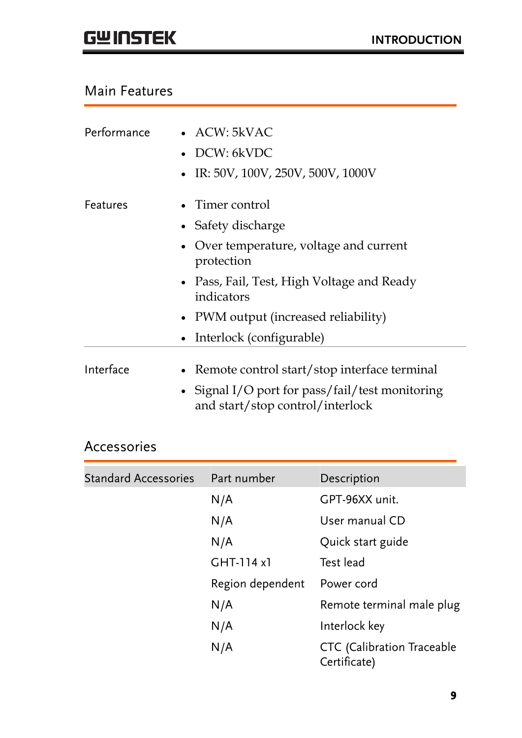## Main Features

| | |
|---|---|
| Performance | • ACW: 5kVAC<br>• DCW: 6kVDC<br>• IR: 50V, 100V, 250V, 500V, 1000V |
| Features | • Timer control<br>• Safety discharge<br>• Over temperature, voltage and current protection<br>• Pass, Fail, Test, High Voltage and Ready indicators<br>• PWM output (increased reliability)<br>• Interlock (configurable) |
| Interface | • Remote control start/stop interface terminal<br>• Signal I/O port for pass/fail/test monitoring and start/stop control/interlock |

## Accessories

| Standard Accessories | Part number | Description |
|---|---|---|
| | N/A | GPT-96XX unit. |
| | N/A | User manual CD |
| | N/A | Quick start guide |
| | GHT-114 x1 | Test lead |
| | Region dependent | Power cord |
| | N/A | Remote terminal male plug |
| | N/A | Interlock key |
| | N/A | CTC (Calibration Traceable Certificate) |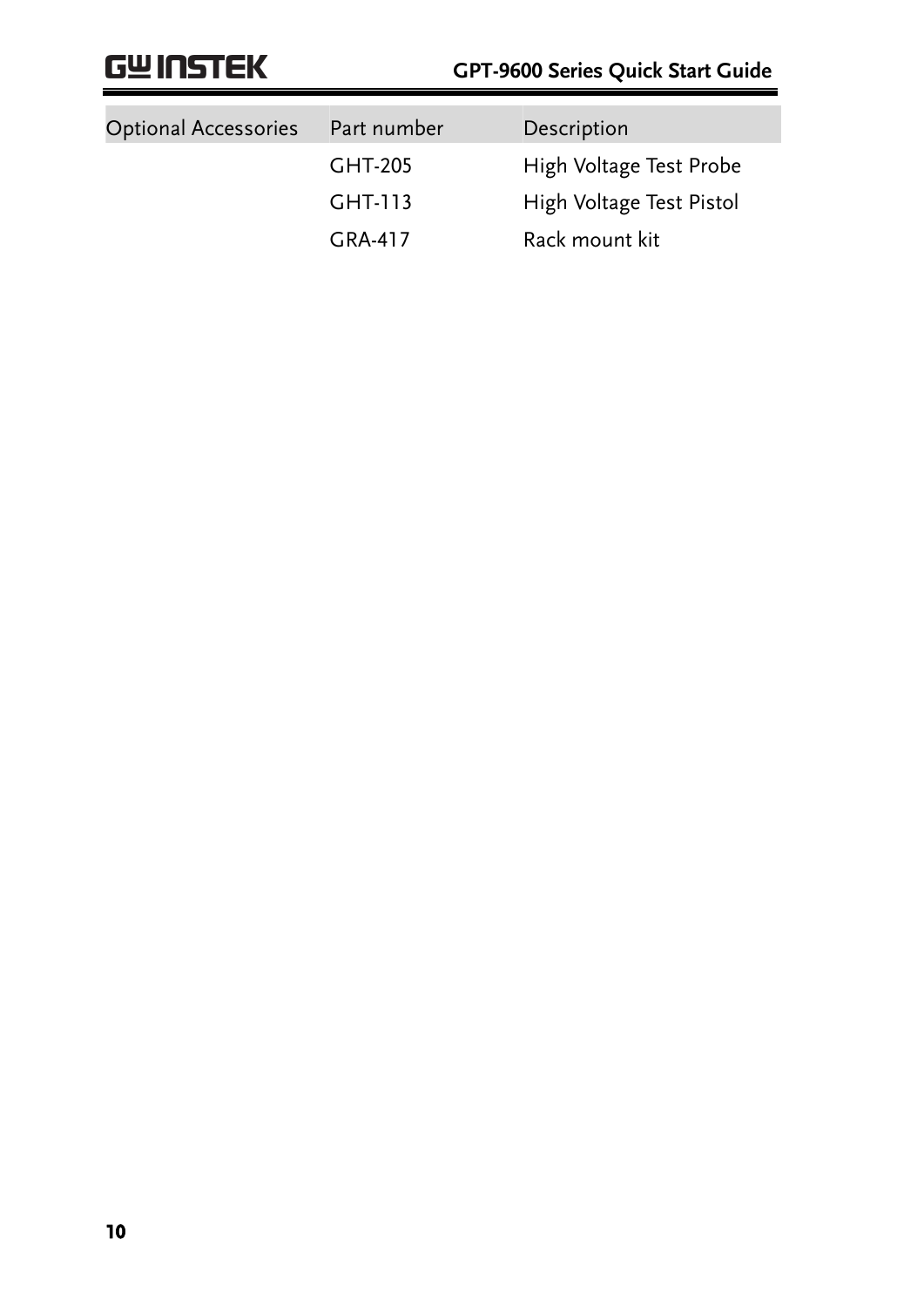| Optional Accessories | Part number | Description |
|---|---|---|
| | GHT-205 | High Voltage Test Probe |
| | GHT-113 | High Voltage Test Pistol |
| | GRA-417 | Rack mount kit |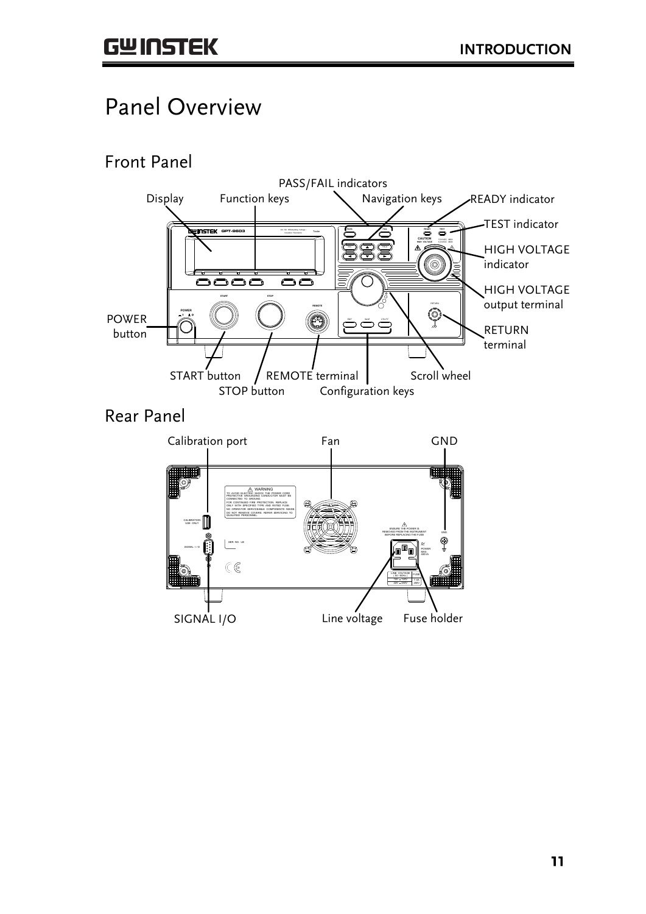# Panel Overview

## Front Panel

Display
Function keys
PASS/FAIL indicators
Navigation keys
READY indicator
TEST indicator
HIGH VOLTAGE indicator
HIGH VOLTAGE output terminal
RETURN terminal
POWER button
START button
STOP button
REMOTE terminal
Configuration keys
Scroll wheel

## Rear Panel

Calibration port
Fan
GND
SIGNAL I/O
Line voltage
Fuse holder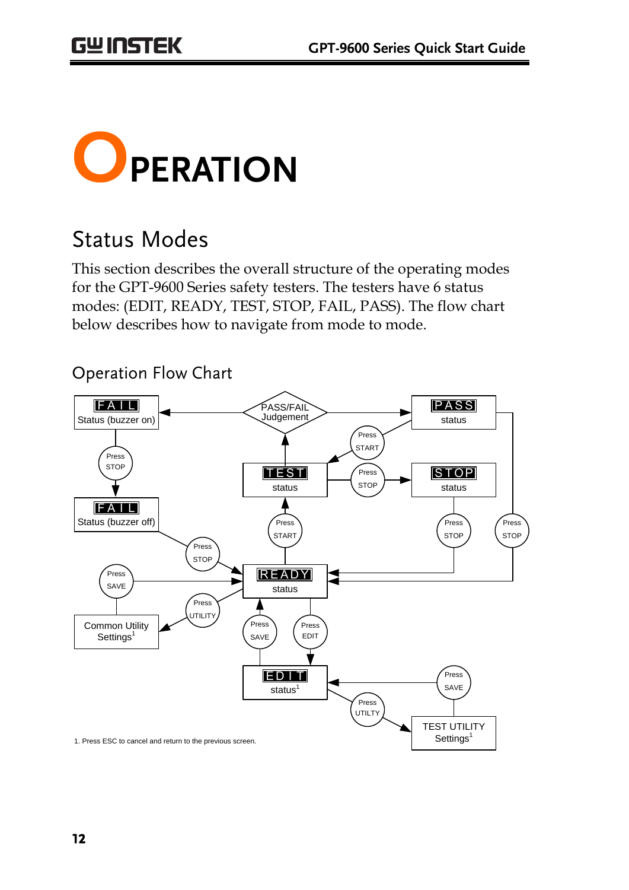# OPERATION

## Status Modes

This section describes the overall structure of the operating modes for the GPT-9600 Series safety testers. The testers have 6 status modes: (EDIT, READY, TEST, STOP, FAIL, PASS). The flow chart below describes how to navigate from mode to mode.

### Operation Flow Chart

FAIL Status (buzzer on)

PASS/FAIL Judgement

PASS status

Press STOP

Press START

TEST status

Press STOP

STOP status

FAIL Status (buzzer off)

Press START

Press STOP

Press STOP

Press STOP

Press SAVE

READY status

Press UTILITY

Common Utility Settings[1]

Press SAVE

Press EDIT

EDIT status[1]

Press SAVE

Press UTILTY

TEST UTILITY Settings[1]

1. Press ESC to cancel and return to the previous screen.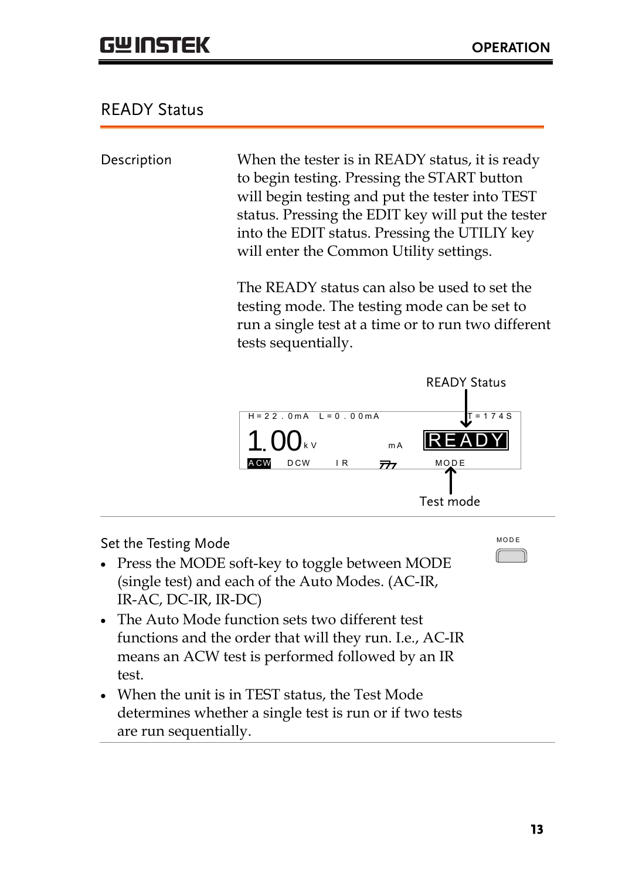## READY Status

**Description**

When the tester is in READY status, it is ready to begin testing. Pressing the START button will begin testing and put the tester into TEST status. Pressing the EDIT key will put the tester into the EDIT status. Pressing the UTILIY key will enter the Common Utility settings.

The READY status can also be used to set the testing mode. The testing mode can be set to run a single test at a time or to run two different tests sequentially.

READY Status

```
H=22.0mA   L=0.00mA                    T=174S
1.00kV                      mA      READY
ACW    DCW     IR                   MODE
```

Test mode

---

**Set the Testing Mode**

MODE

- Press the MODE soft-key to toggle between MODE (single test) and each of the Auto Modes. (AC-IR, IR-AC, DC-IR, IR-DC)
- The Auto Mode function sets two different test functions and the order that will they run. I.e., AC-IR means an ACW test is performed followed by an IR test.
- When the unit is in TEST status, the Test Mode determines whether a single test is run or if two tests are run sequentially.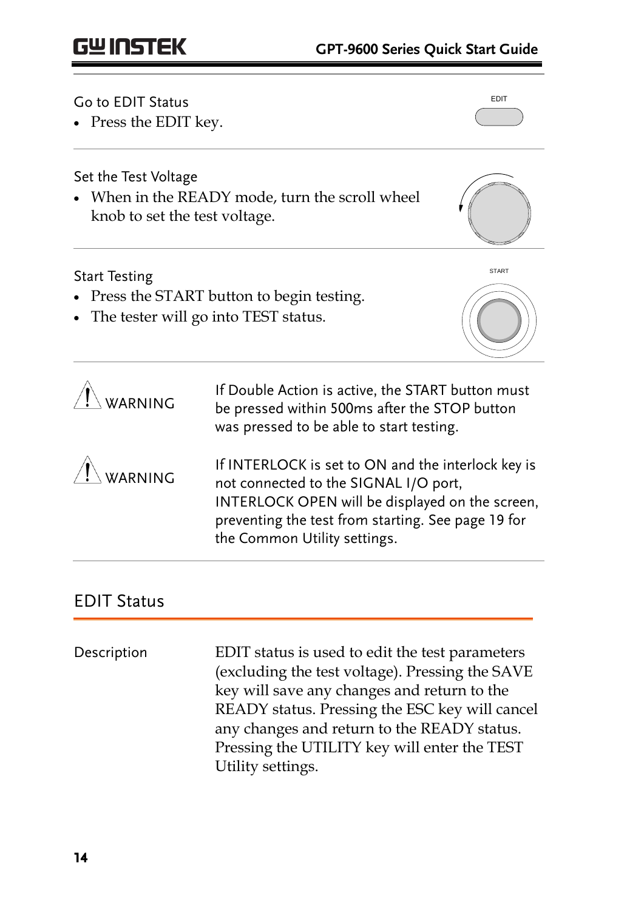Go to EDIT Status

- Press the EDIT key.

Set the Test Voltage

- When in the READY mode, turn the scroll wheel knob to set the test voltage.

Start Testing

- Press the START button to begin testing.
- The tester will go into TEST status.

| | |
|---|---|
| WARNING | If Double Action is active, the START button must be pressed within 500ms after the STOP button was pressed to be able to start testing. |
| WARNING | If INTERLOCK is set to ON and the interlock key is not connected to the SIGNAL I/O port, INTERLOCK OPEN will be displayed on the screen, preventing the test from starting. See page 19 for the Common Utility settings. |

## EDIT Status

| | |
|---|---|
| Description | EDIT status is used to edit the test parameters (excluding the test voltage). Pressing the SAVE key will save any changes and return to the READY status. Pressing the ESC key will cancel any changes and return to the READY status. Pressing the UTILITY key will enter the TEST Utility settings. |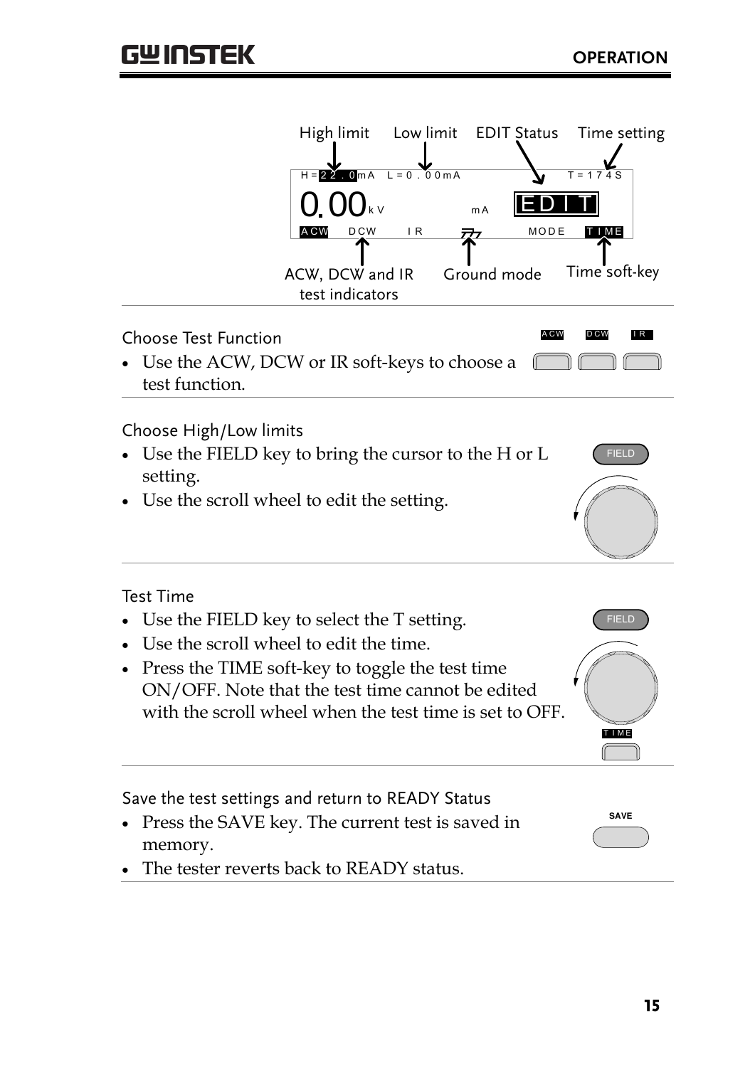High limit | Low limit | EDIT Status | Time setting

H=22.0mA L=0.00mA T=174S

0.00kV mA EDIT

ACW DCW IR MODE TIME

ACW, DCW and IR test indicators | Ground mode | Time soft-key

---

Choose Test Function

- Use the ACW, DCW or IR soft-keys to choose a test function.

ACW DCW IR

---

Choose High/Low limits

- Use the FIELD key to bring the cursor to the H or L setting.
- Use the scroll wheel to edit the setting.

FIELD

---

Test Time

- Use the FIELD key to select the T setting.
- Use the scroll wheel to edit the time.
- Press the TIME soft-key to toggle the test time ON/OFF. Note that the test time cannot be edited with the scroll wheel when the test time is set to OFF.

FIELD

TIME

---

Save the test settings and return to READY Status

- Press the SAVE key. The current test is saved in memory.
- The tester reverts back to READY status.

SAVE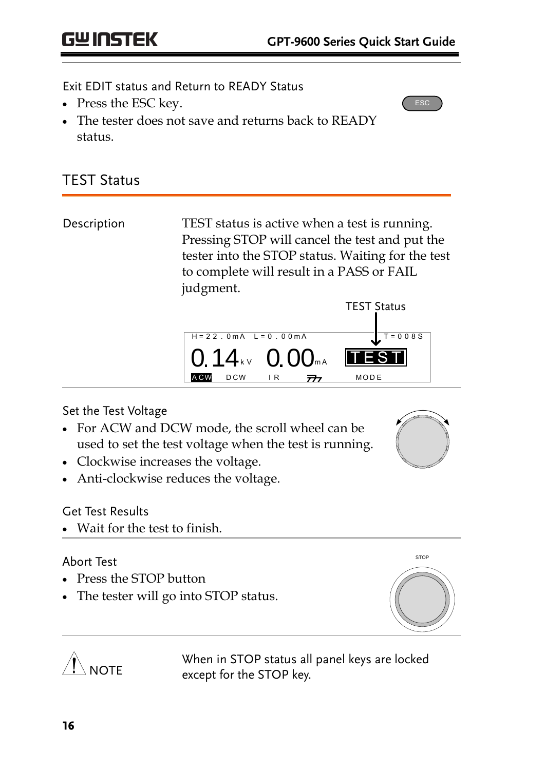Exit EDIT status and Return to READY Status

- Press the ESC key.
- The tester does not save and returns back to READY status.

## TEST Status

Description

TEST status is active when a test is running. Pressing STOP will cancel the test and put the tester into the STOP status. Waiting for the test to complete will result in a PASS or FAIL judgment.

TEST Status

```
H=22.0mA  L=0.00mA              T=008S
0.14kV   0.00mA    TEST
ACW   DCW   IR              MODE
```

Set the Test Voltage

- For ACW and DCW mode, the scroll wheel can be used to set the test voltage when the test is running.
- Clockwise increases the voltage.
- Anti-clockwise reduces the voltage.

Get Test Results

- Wait for the test to finish.

Abort Test

- Press the STOP button
- The tester will go into STOP status.

NOTE

When in STOP status all panel keys are locked except for the STOP key.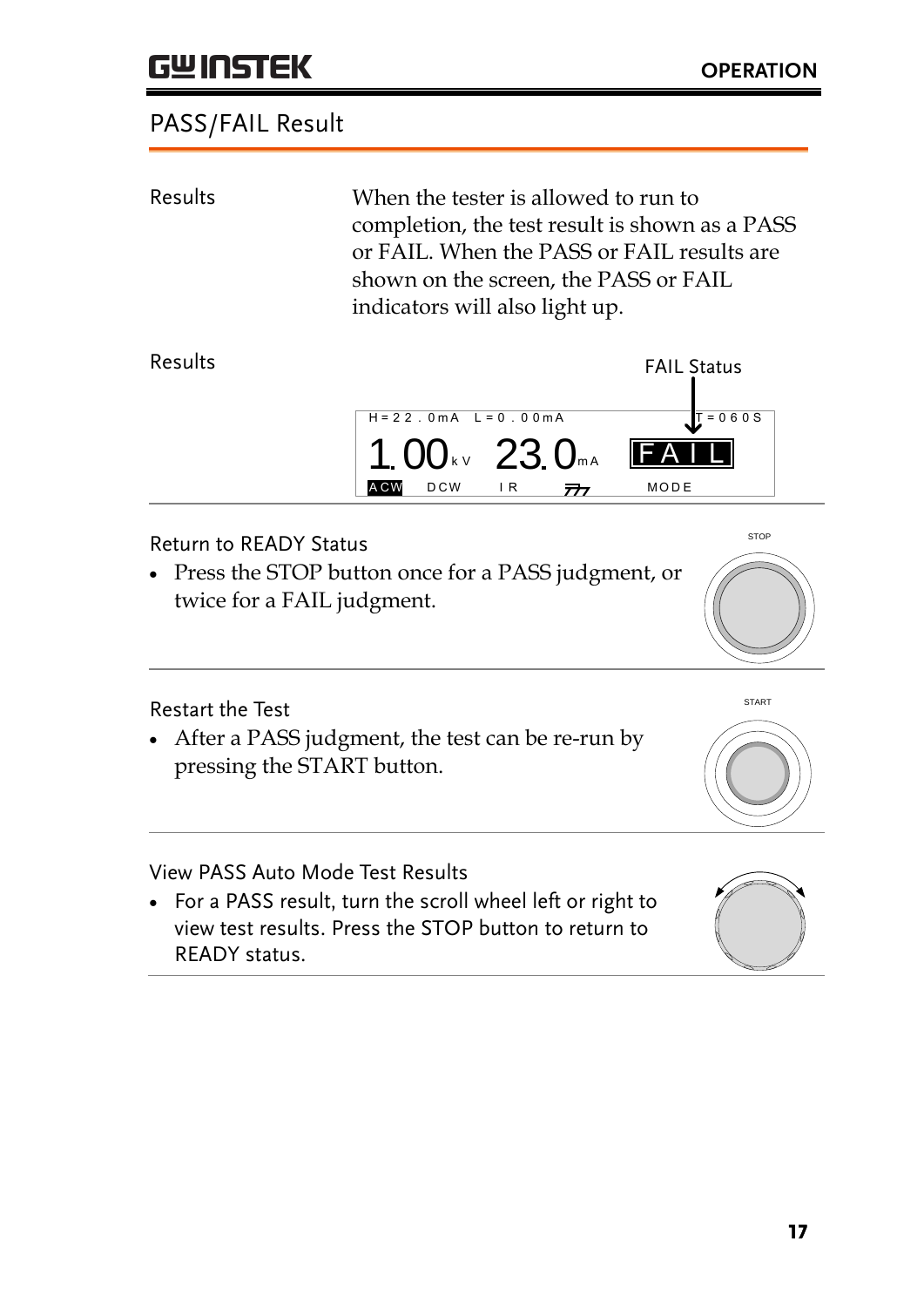## PASS/FAIL Result

Results

When the tester is allowed to run to completion, the test result is shown as a PASS or FAIL. When the PASS or FAIL results are shown on the screen, the PASS or FAIL indicators will also light up.

Results

FAIL Status

H=22.0mA L=0.00mA T=060S

1.00 kV 23.0 mA FAIL

ACW DCW IR MODE

Return to READY Status

- Press the STOP button once for a PASS judgment, or twice for a FAIL judgment.

STOP

Restart the Test

- After a PASS judgment, the test can be re-run by pressing the START button.

START

View PASS Auto Mode Test Results

- For a PASS result, turn the scroll wheel left or right to view test results. Press the STOP button to return to READY status.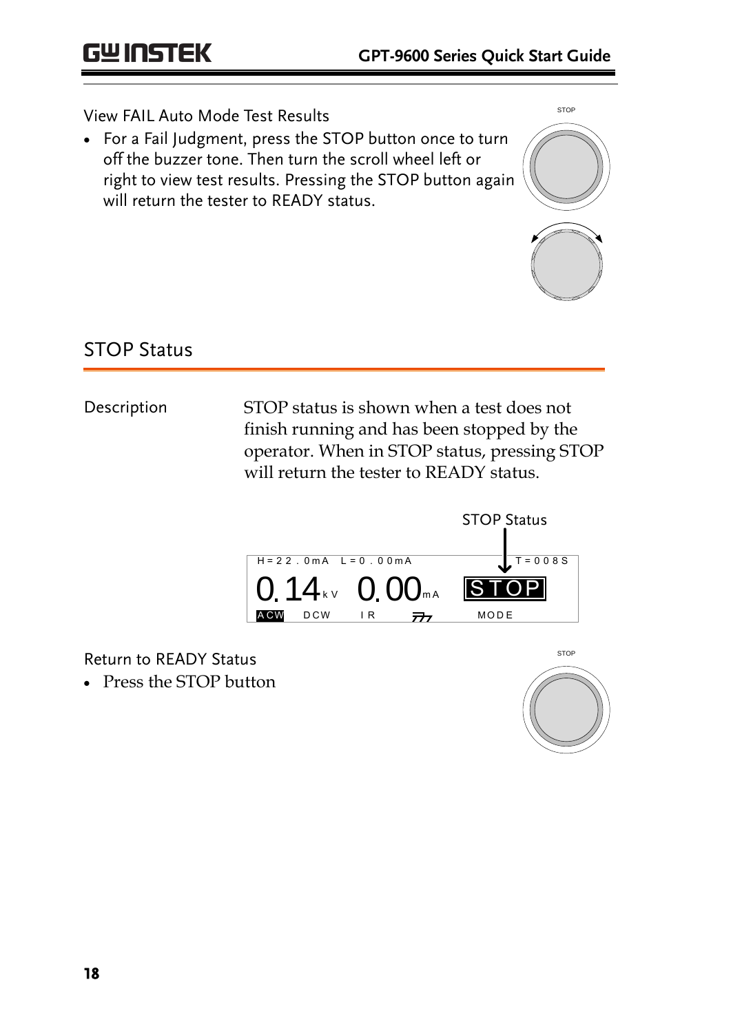View FAIL Auto Mode Test Results

- For a Fail Judgment, press the STOP button once to turn off the buzzer tone. Then turn the scroll wheel left or right to view test results. Pressing the STOP button again will return the tester to READY status.

## STOP Status

Description

STOP status is shown when a test does not finish running and has been stopped by the operator. When in STOP status, pressing STOP will return the tester to READY status.

STOP Status

```
H=22.0mA  L=0.00mA                 T=008S
0.14kV   0.00mA        STOP
ACW   DCW    IR               MODE
```

Return to READY Status

- Press the STOP button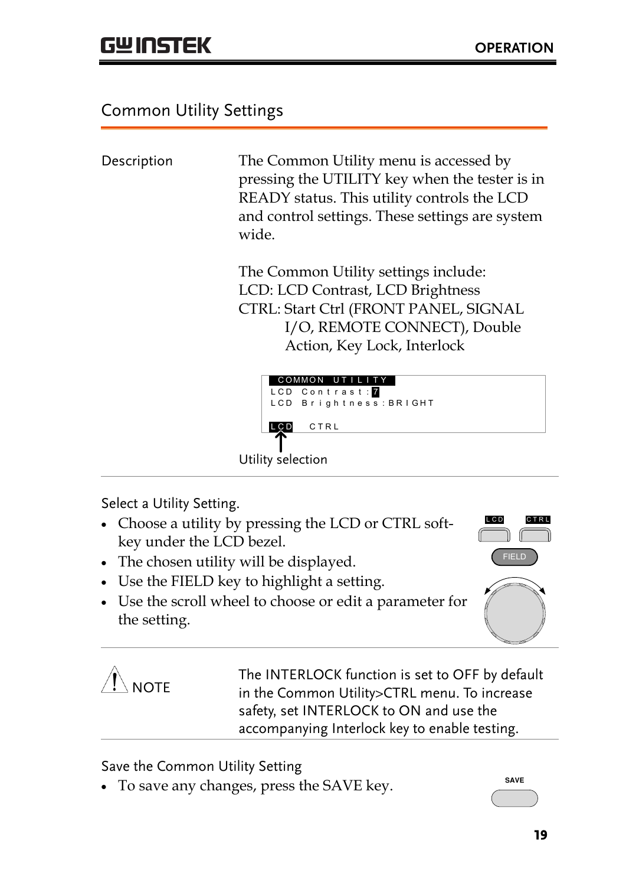## Common Utility Settings

**Description**

The Common Utility menu is accessed by pressing the UTILITY key when the tester is in READY status. This utility controls the LCD and control settings. These settings are system wide.

The Common Utility settings include:
LCD: LCD Contrast, LCD Brightness
CTRL: Start Ctrl (FRONT PANEL, SIGNAL I/O, REMOTE CONNECT), Double Action, Key Lock, Interlock

```
COMMON UTILITY
LCD Contrast:7
LCD Brightness:BRIGHT

LCD    CTRL
```

Utility selection

Select a Utility Setting.

- Choose a utility by pressing the LCD or CTRL soft-key under the LCD bezel.
- The chosen utility will be displayed.
- Use the FIELD key to highlight a setting.
- Use the scroll wheel to choose or edit a parameter for the setting.

LCD CTRL FIELD

**NOTE**

The INTERLOCK function is set to OFF by default in the Common Utility>CTRL menu. To increase safety, set INTERLOCK to ON and use the accompanying Interlock key to enable testing.

Save the Common Utility Setting

- To save any changes, press the SAVE key.

SAVE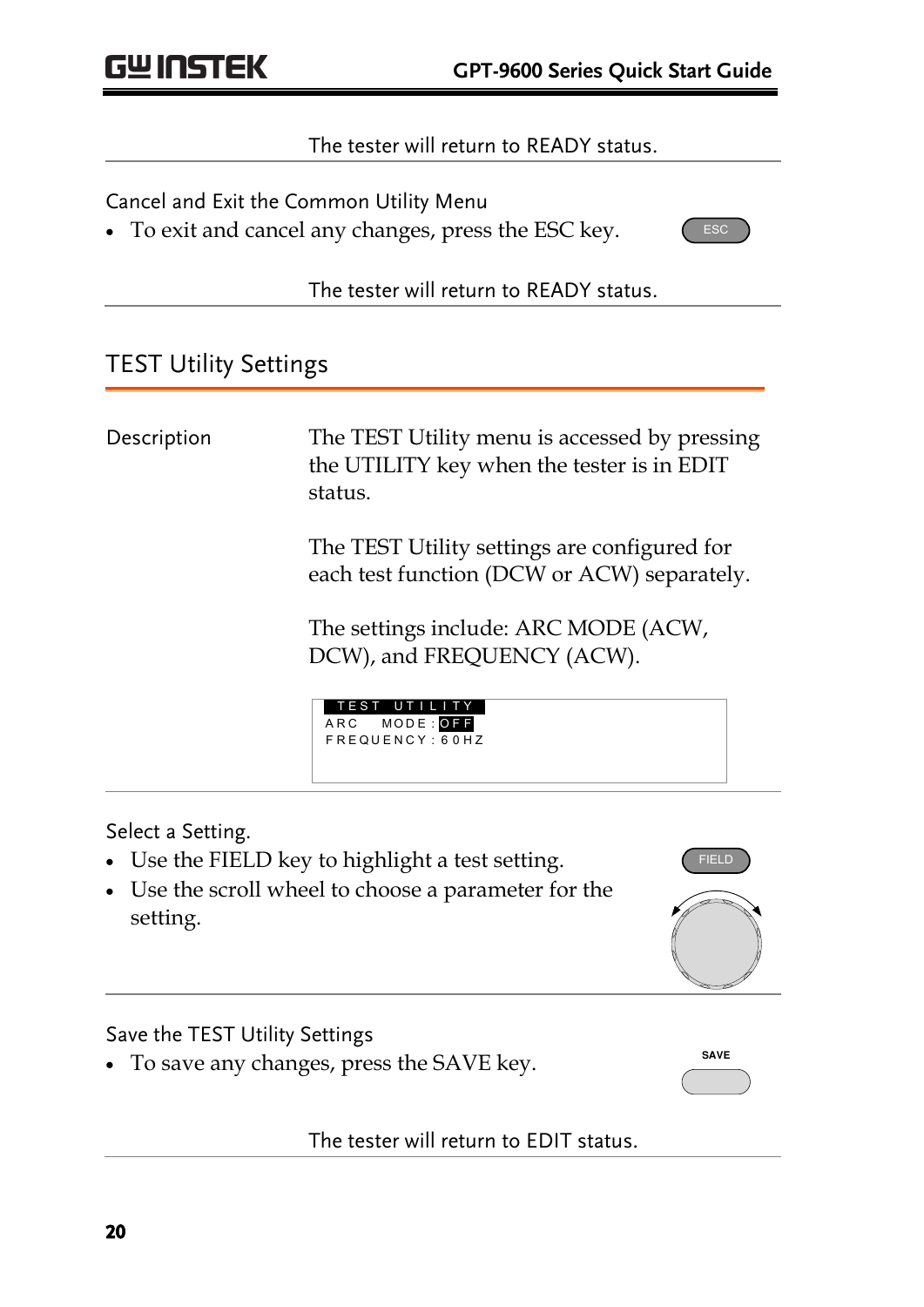The tester will return to READY status.

Cancel and Exit the Common Utility Menu

- To exit and cancel any changes, press the ESC key.

ESC

The tester will return to READY status.

## TEST Utility Settings

Description

The TEST Utility menu is accessed by pressing the UTILITY key when the tester is in EDIT status.

The TEST Utility settings are configured for each test function (DCW or ACW) separately.

The settings include: ARC MODE (ACW, DCW), and FREQUENCY (ACW).

```
TEST UTILITY
ARC   MODE:OFF
FREQUENCY:60HZ
```

Select a Setting.

- Use the FIELD key to highlight a test setting.
- Use the scroll wheel to choose a parameter for the setting.

FIELD

Save the TEST Utility Settings

- To save any changes, press the SAVE key.

SAVE

The tester will return to EDIT status.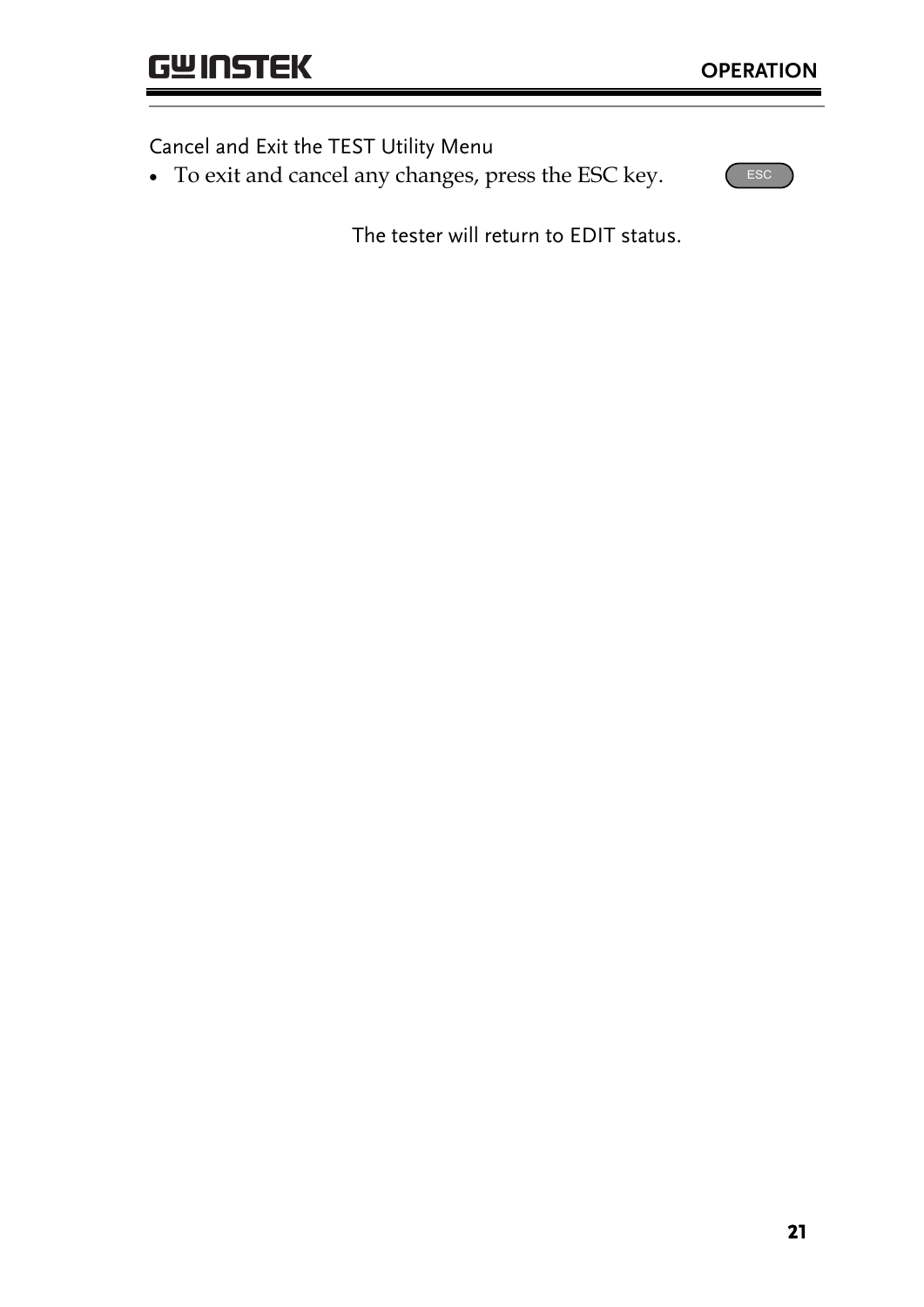Cancel and Exit the TEST Utility Menu

- To exit and cancel any changes, press the ESC key. ESC

The tester will return to EDIT status.